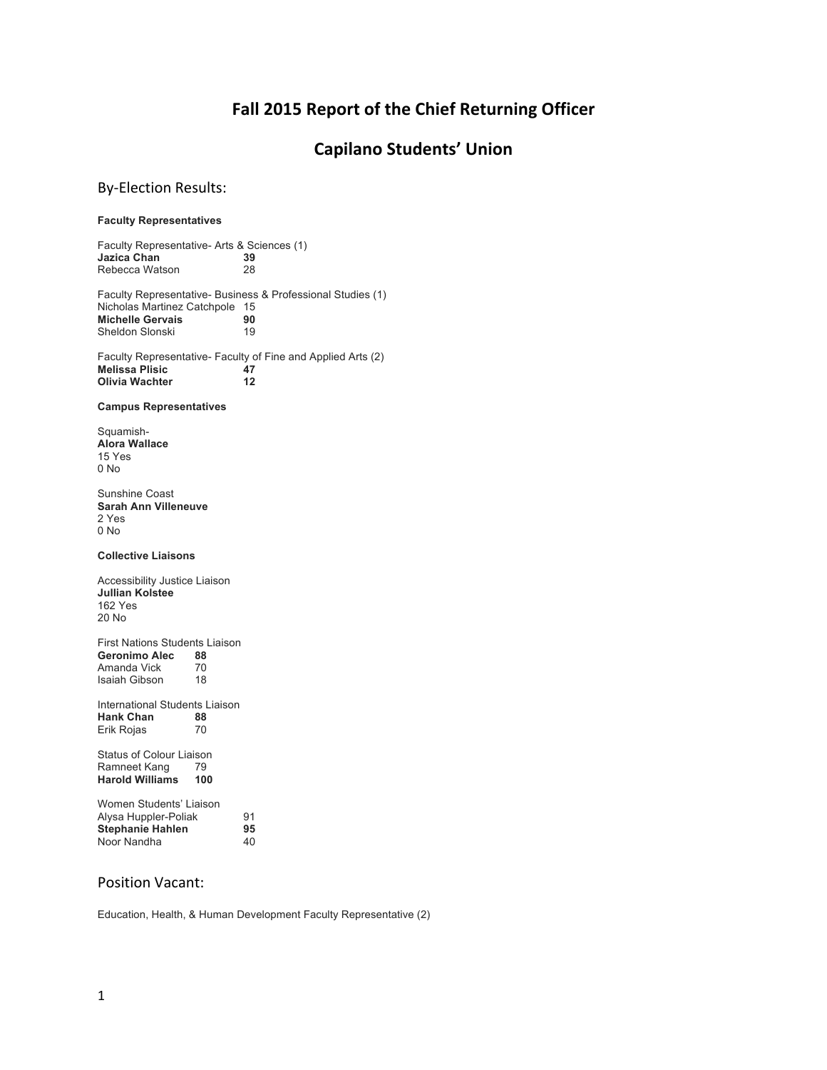# Fall 2015 Report of the Chief Returning Officer

# Capilano Students' Union

## By-Election Results:

**Faculty Representatives**

Faculty Representative- Arts & Sciences (1)

| | |
|---|---|
| **Jazica Chan** | **39** |
| Rebecca Watson | 28 |

Faculty Representative- Business & Professional Studies (1)

| | |
|---|---|
| Nicholas Martinez Catchpole | 15 |
| **Michelle Gervais** | **90** |
| Sheldon Slonski | 19 |

Faculty Representative- Faculty of Fine and Applied Arts (2)

| | |
|---|---|
| **Melissa Plisic** | **47** |
| **Olivia Wachter** | **12** |

**Campus Representatives**

Squamish-
**Alora Wallace**
15 Yes
0 No

Sunshine Coast
**Sarah Ann Villeneuve**
2 Yes
0 No

**Collective Liaisons**

Accessibility Justice Liaison
**Jullian Kolstee**
162 Yes
20 No

First Nations Students Liaison

| | |
|---|---|
| **Geronimo Alec** | **88** |
| Amanda Vick | 70 |
| Isaiah Gibson | 18 |

International Students Liaison

| | |
|---|---|
| **Hank Chan** | **88** |
| Erik Rojas | 70 |

Status of Colour Liaison

| | |
|---|---|
| Ramneet Kang | 79 |
| **Harold Williams** | **100** |

Women Students' Liaison

| | |
|---|---|
| Alysa Huppler-Poliak | 91 |
| **Stephanie Hahlen** | **95** |
| Noor Nandha | 40 |

## Position Vacant:

Education, Health, & Human Development Faculty Representative (2)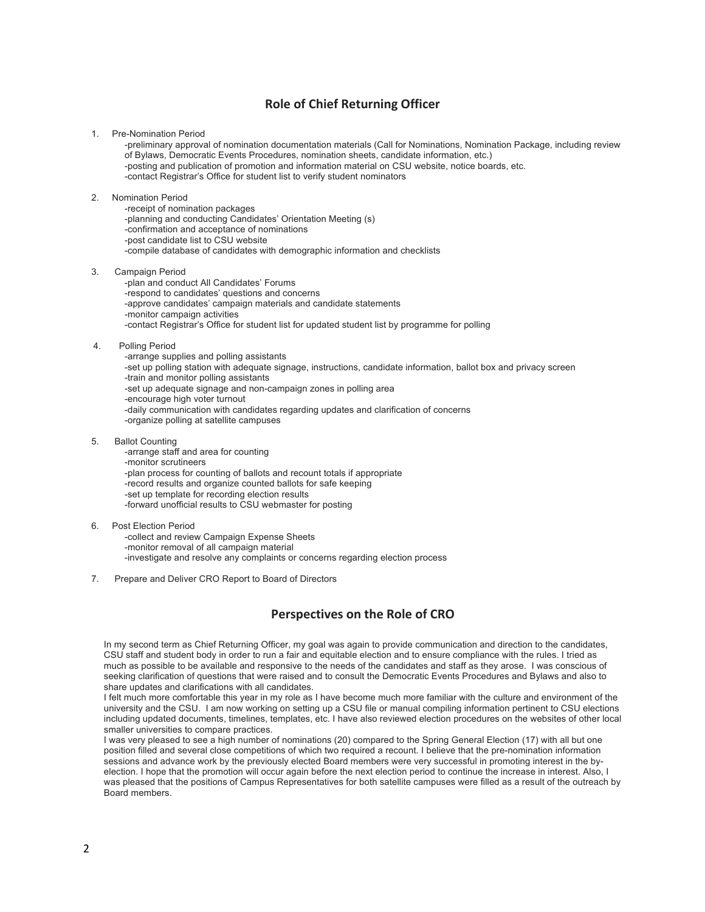## Role of Chief Returning Officer

1. Pre-Nomination Period
   - -preliminary approval of nomination documentation materials (Call for Nominations, Nomination Package, including review of Bylaws, Democratic Events Procedures, nomination sheets, candidate information, etc.)
   - -posting and publication of promotion and information material on CSU website, notice boards, etc.
   - -contact Registrar's Office for student list to verify student nominators

2. Nomination Period
   - -receipt of nomination packages
   - -planning and conducting Candidates' Orientation Meeting (s)
   - -confirmation and acceptance of nominations
   - -post candidate list to CSU website
   - -compile database of candidates with demographic information and checklists

3. Campaign Period
   - -plan and conduct All Candidates' Forums
   - -respond to candidates' questions and concerns
   - -approve candidates' campaign materials and candidate statements
   - -monitor campaign activities
   - -contact Registrar's Office for student list for updated student list by programme for polling

4. Polling Period
   - -arrange supplies and polling assistants
   - -set up polling station with adequate signage, instructions, candidate information, ballot box and privacy screen
   - -train and monitor polling assistants
   - -set up adequate signage and non-campaign zones in polling area
   - -encourage high voter turnout
   - -daily communication with candidates regarding updates and clarification of concerns
   - -organize polling at satellite campuses

5. Ballot Counting
   - -arrange staff and area for counting
   - -monitor scrutineers
   - -plan process for counting of ballots and recount totals if appropriate
   - -record results and organize counted ballots for safe keeping
   - -set up template for recording election results
   - -forward unofficial results to CSU webmaster for posting

6. Post Election Period
   - -collect and review Campaign Expense Sheets
   - -monitor removal of all campaign material
   - -investigate and resolve any complaints or concerns regarding election process

7. Prepare and Deliver CRO Report to Board of Directors

## Perspectives on the Role of CRO

In my second term as Chief Returning Officer, my goal was again to provide communication and direction to the candidates, CSU staff and student body in order to run a fair and equitable election and to ensure compliance with the rules. I tried as much as possible to be available and responsive to the needs of the candidates and staff as they arose. I was conscious of seeking clarification of questions that were raised and to consult the Democratic Events Procedures and Bylaws and also to share updates and clarifications with all candidates.

I felt much more comfortable this year in my role as I have become much more familiar with the culture and environment of the university and the CSU. I am now working on setting up a CSU file or manual compiling information pertinent to CSU elections including updated documents, timelines, templates, etc. I have also reviewed election procedures on the websites of other local smaller universities to compare practices.

I was very pleased to see a high number of nominations (20) compared to the Spring General Election (17) with all but one position filled and several close competitions of which two required a recount. I believe that the pre-nomination information sessions and advance work by the previously elected Board members were very successful in promoting interest in the by-election. I hope that the promotion will occur again before the next election period to continue the increase in interest. Also, I was pleased that the positions of Campus Representatives for both satellite campuses were filled as a result of the outreach by Board members.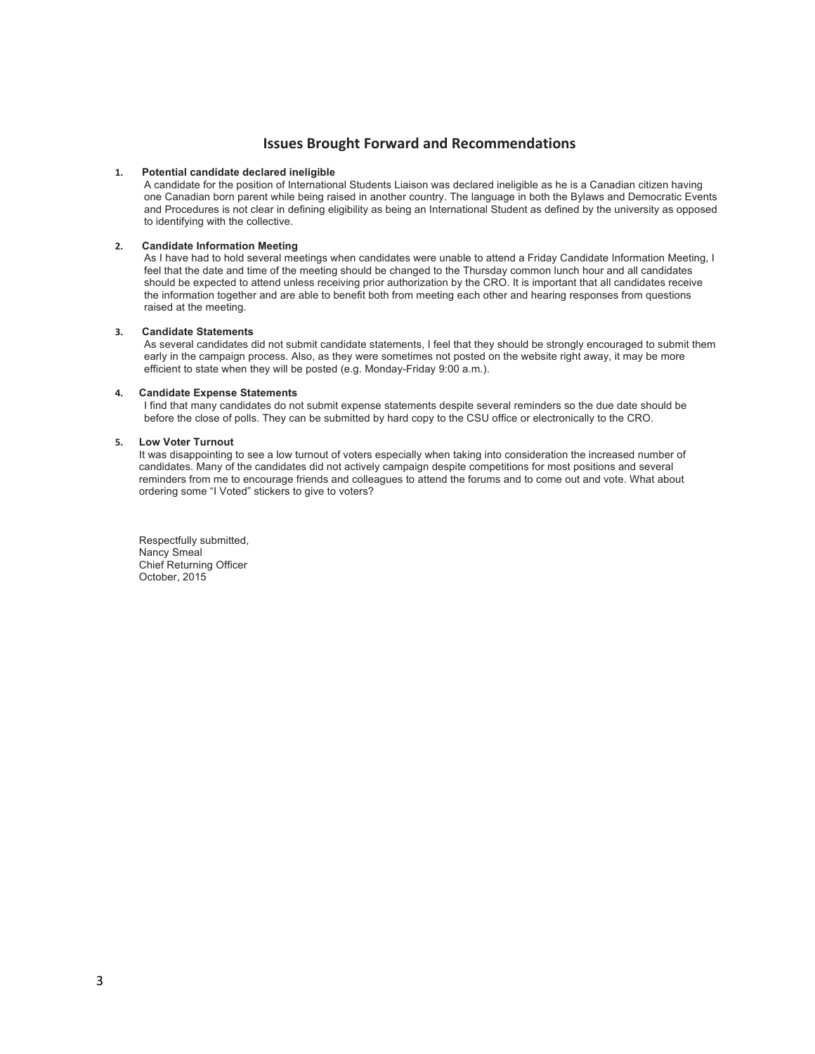## Issues Brought Forward and Recommendations

1. **Potential candidate declared ineligible**
   A candidate for the position of International Students Liaison was declared ineligible as he is a Canadian citizen having one Canadian born parent while being raised in another country. The language in both the Bylaws and Democratic Events and Procedures is not clear in defining eligibility as being an International Student as defined by the university as opposed to identifying with the collective.

2. **Candidate Information Meeting**
   As I have had to hold several meetings when candidates were unable to attend a Friday Candidate Information Meeting, I feel that the date and time of the meeting should be changed to the Thursday common lunch hour and all candidates should be expected to attend unless receiving prior authorization by the CRO. It is important that all candidates receive the information together and are able to benefit both from meeting each other and hearing responses from questions raised at the meeting.

3. **Candidate Statements**
   As several candidates did not submit candidate statements, I feel that they should be strongly encouraged to submit them early in the campaign process. Also, as they were sometimes not posted on the website right away, it may be more efficient to state when they will be posted (e.g. Monday-Friday 9:00 a.m.).

4. **Candidate Expense Statements**
   I find that many candidates do not submit expense statements despite several reminders so the due date should be before the close of polls. They can be submitted by hard copy to the CSU office or electronically to the CRO.

5. **Low Voter Turnout**
   It was disappointing to see a low turnout of voters especially when taking into consideration the increased number of candidates. Many of the candidates did not actively campaign despite competitions for most positions and several reminders from me to encourage friends and colleagues to attend the forums and to come out and vote. What about ordering some "I Voted" stickers to give to voters?

Respectfully submitted,
Nancy Smeal
Chief Returning Officer
October, 2015